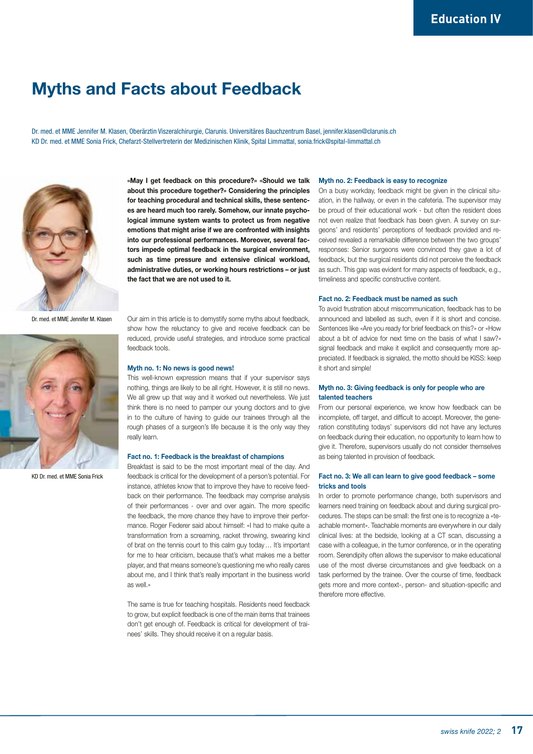# Myths and Facts about Feedback

Dr. med. et MME Jennifer M. Klasen, Oberärztin Viszeralchirurgie, Clarunis. Universitäres Bauchzentrum Basel, jennifer.klasen@clarunis.ch
KD Dr. med. et MME Sonia Frick, Chefarzt-Stellvertreterin der Medizinischen Klinik, Spital Limmattal, sonia.frick@spital-limmattal.ch

Dr. med. et MME Jennifer M. Klasen

KD Dr. med. et MME Sonia Frick

**«May I get feedback on this procedure?» «Should we talk about this procedure together?» Considering the principles for teaching procedural and technical skills, these sentences are heard much too rarely. Somehow, our innate psychological immune system wants to protect us from negative emotions that might arise if we are confronted with insights into our professional performances. Moreover, several factors impede optimal feedback in the surgical environment, such as time pressure and extensive clinical workload, administrative duties, or working hours restrictions – or just the fact that we are not used to it.**

Our aim in this article is to demystify some myths about feedback, show how the reluctancy to give and receive feedback can be reduced, provide useful strategies, and introduce some practical feedback tools.

### Myth no. 1: No news is good news!

This well-known expression means that if your supervisor says nothing, things are likely to be all right. However, it is still no news. We all grew up that way and it worked out nevertheless. We just think there is no need to pamper our young doctors and to give in to the culture of having to guide our trainees through all the rough phases of a surgeon's life because it is the only way they really learn.

### Fact no. 1: Feedback is the breakfast of champions

Breakfast is said to be the most important meal of the day. And feedback is critical for the development of a person's potential. For instance, athletes know that to improve they have to receive feedback on their performance. The feedback may comprise analysis of their performances - over and over again. The more specific the feedback, the more chance they have to improve their performance. Roger Federer said about himself: «I had to make quite a transformation from a screaming, racket throwing, swearing kind of brat on the tennis court to this calm guy today … It's important for me to hear criticism, because that's what makes me a better player, and that means someone's questioning me who really cares about me, and I think that's really important in the business world as well.»

The same is true for teaching hospitals. Residents need feedback to grow, but explicit feedback is one of the main items that trainees don't get enough of. Feedback is critical for development of trainees' skills. They should receive it on a regular basis.

### Myth no. 2: Feedback is easy to recognize

On a busy workday, feedback might be given in the clinical situation, in the hallway, or even in the cafeteria. The supervisor may be proud of their educational work - but often the resident does not even realize that feedback has been given. A survey on surgeons' and residents' perceptions of feedback provided and received revealed a remarkable difference between the two groups' responses: Senior surgeons were convinced they gave a lot of feedback, but the surgical residents did not perceive the feedback as such. This gap was evident for many aspects of feedback, e.g., timeliness and specific constructive content.

### Fact no. 2: Feedback must be named as such

To avoid frustration about miscommunication, feedback has to be announced and labelled as such, even if it is short and concise. Sentences like «Are you ready for brief feedback on this?» or «How about a bit of advice for next time on the basis of what I saw?» signal feedback and make it explicit and consequently more appreciated. If feedback is signaled, the motto should be KISS: keep it short and simple!

### Myth no. 3: Giving feedback is only for people who are talented teachers

From our personal experience, we know how feedback can be incomplete, off target, and difficult to accept. Moreover, the generation constituting todays' supervisors did not have any lectures on feedback during their education, no opportunity to learn how to give it. Therefore, supervisors usually do not consider themselves as being talented in provision of feedback.

### Fact no. 3: We all can learn to give good feedback – some tricks and tools

In order to promote performance change, both supervisors and learners need training on feedback about and during surgical procedures. The steps can be small: the first one is to recognize a «teachable moment». Teachable moments are everywhere in our daily clinical lives: at the bedside, looking at a CT scan, discussing a case with a colleague, in the tumor conference, or in the operating room. Serendipity often allows the supervisor to make educational use of the most diverse circumstances and give feedback on a task performed by the trainee. Over the course of time, feedback gets more and more context-, person- and situation-specific and therefore more effective.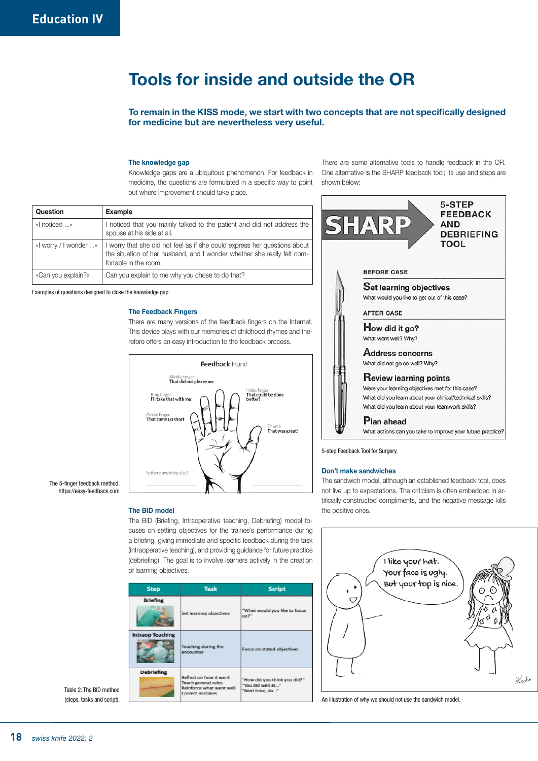# Tools for inside and outside the OR

**To remain in the KISS mode, we start with two concepts that are not specifically designed for medicine but are nevertheless very useful.**

### The knowledge gap

Knowledge gaps are a ubiquitous phenomenon. For feedback in medicine, the questions are formulated in a specific way to point out where improvement should take place.

| Question | Example |
|---|---|
| «I noticed ...» | I noticed that you mainly talked to the patient and did not address the spouse at his side at all. |
| «I worry / I wonder ...» | I worry that she did not feel as if she could express her questions about the situation of her husband, and I wonder whether she really felt comfortable in the room. |
| «Can you explain?» | Can you explain to me why you chose to do that? |

Examples of questions designed to close the knowledge gap.

### The Feedback Fingers

There are many versions of the feedback fingers on the Internet. This device plays with our memories of childhood rhymes and therefore offers an easy introduction to the feedback process.

The 5-finger feedback method. https://easy-feedback.com

### The BID model

The BID (Briefing, Intraoperative teaching, Debriefing) model focuses on setting objectives for the trainee's performance during a briefing, giving immediate and specific feedback during the task (intraoperative teaching), and providing guidance for future practice (debriefing). The goal is to involve learners actively in the creation of learning objectives.

| Step | Task | Script |
|---|---|---|
| Briefing | Set learning objectives | "What would you like to focus on?" |
| Intraop Teaching | Teaching during the encounter | Focus on stated objectives |
| Debriefing | Reflect on how it went<br>Teach general rules<br>Reinforce what went well<br>Correct mistakes | "How did you think you did?"<br>"You did well at..."<br>"Next time, do..." |

Table 2: The BID method (steps, tasks and script).

There are some alternative tools to handle feedback in the OR. One alternative is the SHARP feedback tool; its use and steps are shown below:

**SHARP – 5-STEP FEEDBACK AND DEBRIEFING TOOL**

BEFORE CASE

**Set learning objectives**
What would you like to get out of this case?

AFTER CASE

**How did it go?**
What went well? Why?

**Address concerns**
What did not go so well? Why?

**Review learning points**
Were your learning objectives met for this case?
What did you learn about your clinical/technical skills?
What did you learn about your teamwork skills?

**Plan ahead**
What actions can you take to improve your future practice?

5-step Feedback Tool for Surgery.

### Don't make sandwiches

The sandwich model, although an established feedback tool, does not live up to expectations. The criticism is often embedded in artificially constructed compliments, and the negative message kills the positive ones.

An illustration of why we should not use the sandwich model.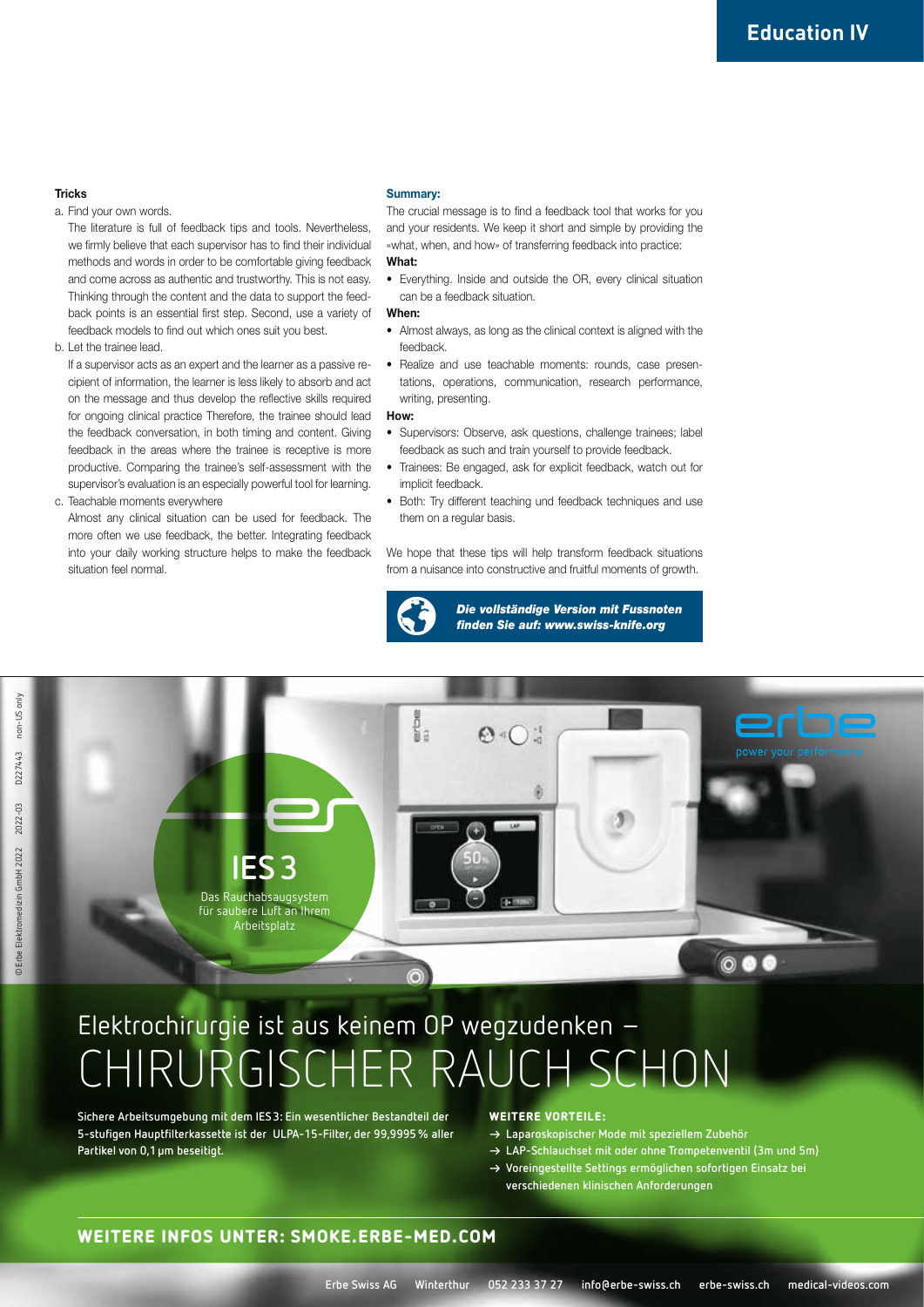**Tricks**

a. Find your own words.

The literature is full of feedback tips and tools. Nevertheless, we firmly believe that each supervisor has to find their individual methods and words in order to be comfortable giving feedback and come across as authentic and trustworthy. This is not easy. Thinking through the content and the data to support the feedback points is an essential first step. Second, use a variety of feedback models to find out which ones suit you best.

b. Let the trainee lead.

If a supervisor acts as an expert and the learner as a passive recipient of information, the learner is less likely to absorb and act on the message and thus develop the reflective skills required for ongoing clinical practice Therefore, the trainee should lead the feedback conversation, in both timing and content. Giving feedback in the areas where the trainee is receptive is more productive. Comparing the trainee's self-assessment with the supervisor's evaluation is an especially powerful tool for learning.

c. Teachable moments everywhere

Almost any clinical situation can be used for feedback. The more often we use feedback, the better. Integrating feedback into your daily working structure helps to make the feedback situation feel normal.

**Summary:**

The crucial message is to find a feedback tool that works for you and your residents. We keep it short and simple by providing the «what, when, and how» of transferring feedback into practice:

**What:**

- Everything. Inside and outside the OR, every clinical situation can be a feedback situation.

**When:**

- Almost always, as long as the clinical context is aligned with the feedback.
- Realize and use teachable moments: rounds, case presentations, operations, communication, research performance, writing, presenting.

**How:**

- Supervisors: Observe, ask questions, challenge trainees; label feedback as such and train yourself to provide feedback.
- Trainees: Be engaged, ask for explicit feedback, watch out for implicit feedback.
- Both: Try different teaching und feedback techniques and use them on a regular basis.

We hope that these tips will help transform feedback situations from a nuisance into constructive and fruitful moments of growth.

***Die vollständige Version mit Fussnoten finden Sie auf: www.swiss-knife.org***

erbe
power your performance

IES 3
Das Rauchabsaugsystem für saubere Luft an Ihrem Arbeitsplatz

Elektrochirurgie ist aus keinem OP wegzudenken –
CHIRURGISCHER RAUCH SCHON

**Sichere Arbeitsumgebung mit dem IES 3: Ein wesentlicher Bestandteil der 5-stufigen Hauptfilterkassette ist der ULPA-15-Filter, der 99,9995 % aller Partikel von 0,1 µm beseitigt.**

**WEITERE VORTEILE:**

- → Laparoskopischer Mode mit speziellem Zubehör
- → LAP-Schlauchset mit oder ohne Trompetenventil (3m und 5m)
- → Voreingestellte Settings ermöglichen sofortigen Einsatz bei verschiedenen klinischen Anforderungen

**WEITERE INFOS UNTER: SMOKE.ERBE-MED.COM**

Erbe Swiss AG Winterthur 052 233 37 27 info@erbe-swiss.ch erbe-swiss.ch medical-videos.com

©Erbe Elektromedizin GmbH 2022 2022-03 D227443 non-US only